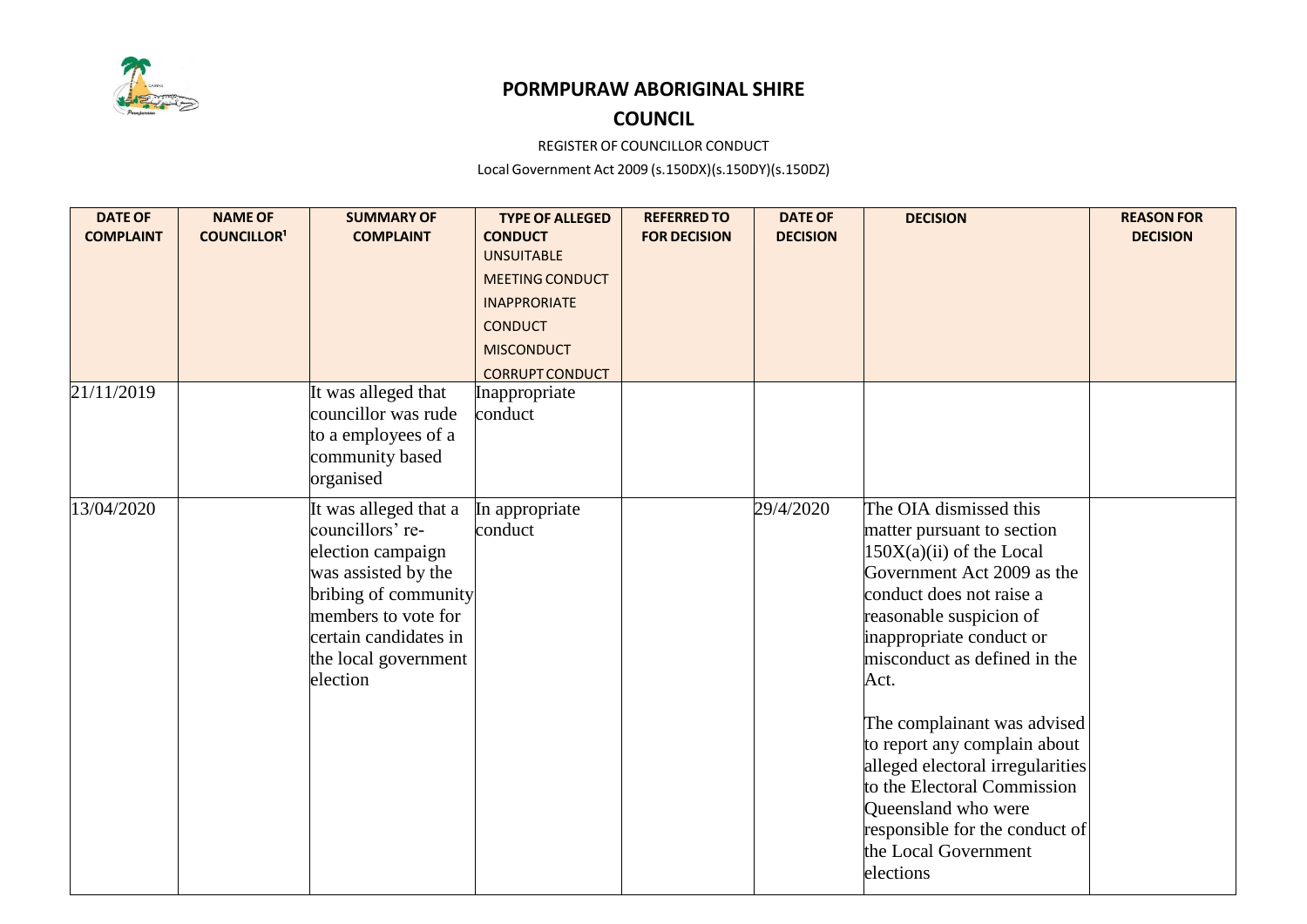# PORMPURAW ABORIGINAL SHIRE COUNCIL

REGISTER OF COUNCILLOR CONDUCT

Local Government Act 2009 (s.150DX)(s.150DY)(s.150DZ)

| DATE OF COMPLAINT | NAME OF COUNCILLOR[1] | SUMMARY OF COMPLAINT | TYPE OF ALLEGED CONDUCT UNSUITABLE MEETING CONDUCT INAPPRORIATE CONDUCT MISCONDUCT CORRUPT CONDUCT | REFERRED TO FOR DECISION | DATE OF DECISION | DECISION | REASON FOR DECISION |
|---|---|---|---|---|---|---|---|
| 21/11/2019 | | It was alleged that councillor was rude to a employees of a community based organised | Inappropriate conduct | | | | |
| 13/04/2020 | | It was alleged that a councillors' re-election campaign was assisted by the bribing of community members to vote for certain candidates in the local government election | In appropriate conduct | | 29/4/2020 | The OIA dismissed this matter pursuant to section 150X(a)(ii) of the Local Government Act 2009 as the conduct does not raise a reasonable suspicion of inappropriate conduct or misconduct as defined in the Act.<br><br>The complainant was advised to report any complain about alleged electoral irregularities to the Electoral Commission Queensland who were responsible for the conduct of the Local Government elections | |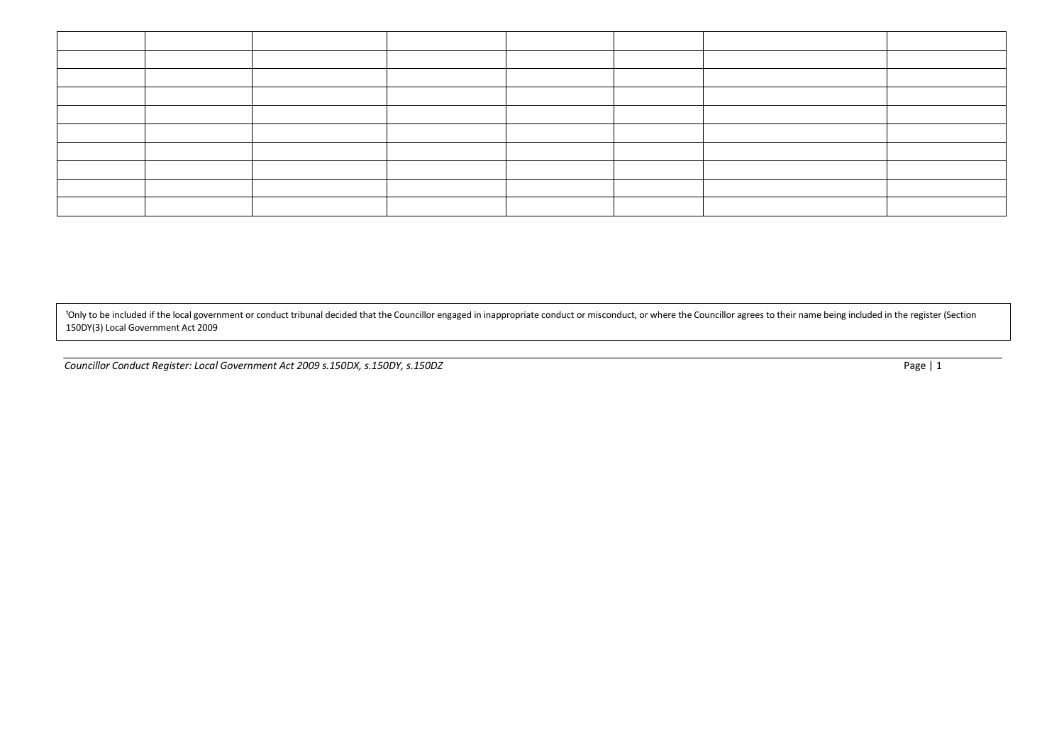| | | | | | | | |
|---|---|---|---|---|---|---|---|
| | | | | | | | |
| | | | | | | | |
| | | | | | | | |
| | | | | | | | |
| | | | | | | | |
| | | | | | | | |
| | | | | | | | |
| | | | | | | | |
| | | | | | | | |

[1]Only to be included if the local government or conduct tribunal decided that the Councillor engaged in inappropriate conduct or misconduct, or where the Councillor agrees to their name being included in the register (Section 150DY(3) Local Government Act 2009